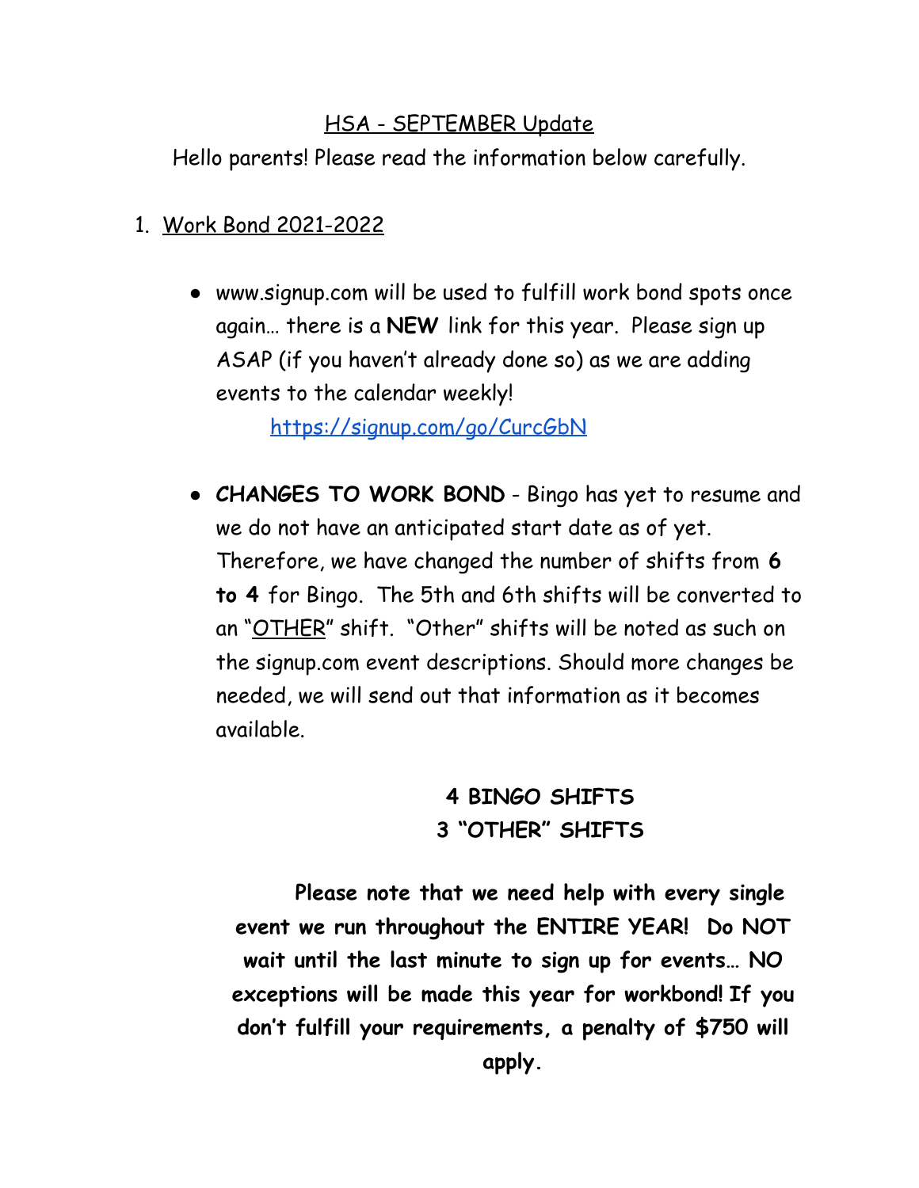# HSA - SEPTEMBER Update

Hello parents! Please read the information below carefully.

1. Work Bond 2021-2022

   - www.signup.com will be used to fulfill work bond spots once again… there is a **NEW** link for this year. Please sign up ASAP (if you haven't already done so) as we are adding events to the calendar weekly!

     https://signup.com/go/CurcGbN

   - **CHANGES TO WORK BOND** - Bingo has yet to resume and we do not have an anticipated start date as of yet. Therefore, we have changed the number of shifts from **6 to 4** for Bingo. The 5th and 6th shifts will be converted to an "OTHER" shift. "Other" shifts will be noted as such on the signup.com event descriptions. Should more changes be needed, we will send out that information as it becomes available.

**4 BINGO SHIFTS**
**3 "OTHER" SHIFTS**

**Please note that we need help with every single event we run throughout the ENTIRE YEAR! Do NOT wait until the last minute to sign up for events… NO exceptions will be made this year for workbond! If you don't fulfill your requirements, a penalty of $750 will apply.**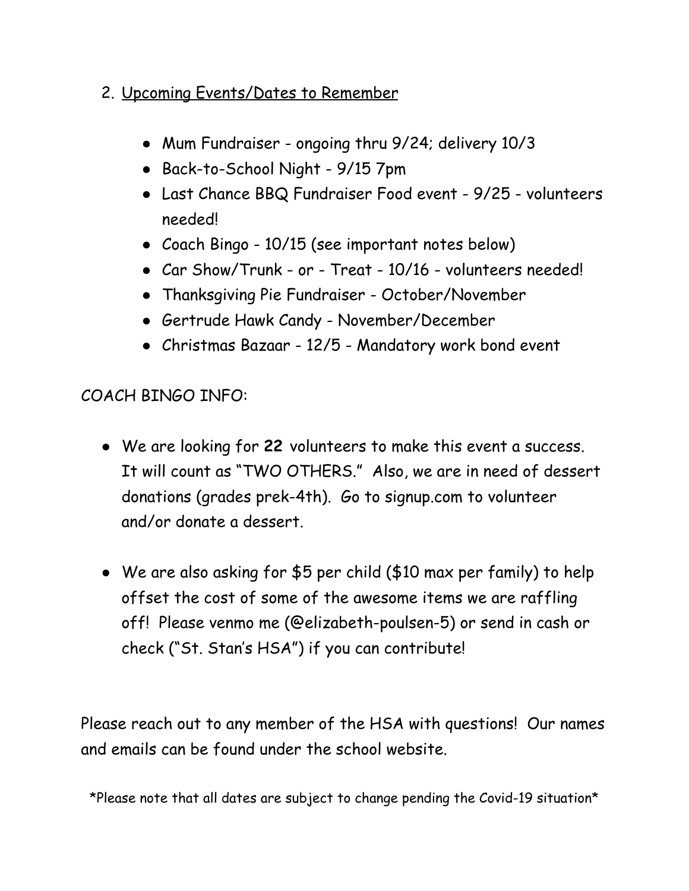2. Upcoming Events/Dates to Remember

    - Mum Fundraiser - ongoing thru 9/24; delivery 10/3
    - Back-to-School Night - 9/15 7pm
    - Last Chance BBQ Fundraiser Food event - 9/25 - volunteers needed!
    - Coach Bingo - 10/15 (see important notes below)
    - Car Show/Trunk - or - Treat - 10/16 - volunteers needed!
    - Thanksgiving Pie Fundraiser - October/November
    - Gertrude Hawk Candy - November/December
    - Christmas Bazaar - 12/5 - Mandatory work bond event

COACH BINGO INFO:

- We are looking for **22** volunteers to make this event a success. It will count as "TWO OTHERS." Also, we are in need of dessert donations (grades prek-4th). Go to signup.com to volunteer and/or donate a dessert.

- We are also asking for $5 per child ($10 max per family) to help offset the cost of some of the awesome items we are raffling off! Please venmo me (@elizabeth-poulsen-5) or send in cash or check ("St. Stan's HSA") if you can contribute!

Please reach out to any member of the HSA with questions! Our names and emails can be found under the school website.

*Please note that all dates are subject to change pending the Covid-19 situation*